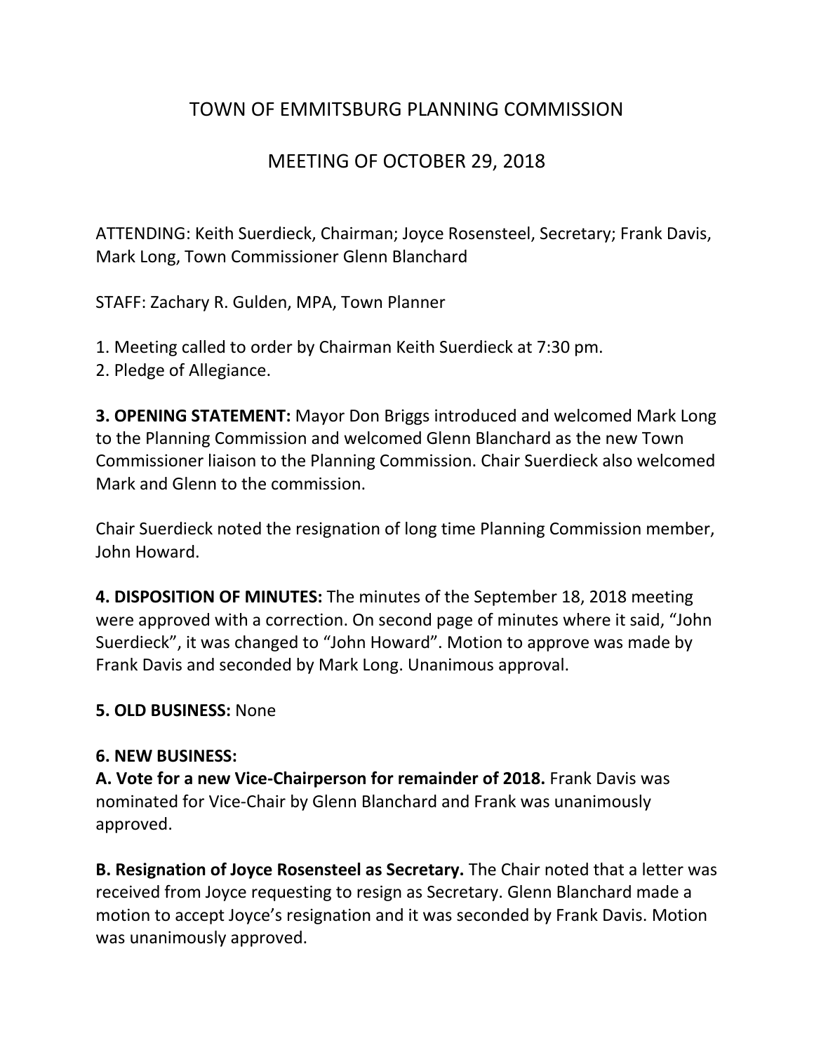# TOWN OF EMMITSBURG PLANNING COMMISSION

## MEETING OF OCTOBER 29, 2018

ATTENDING: Keith Suerdieck, Chairman; Joyce Rosensteel, Secretary; Frank Davis, Mark Long, Town Commissioner Glenn Blanchard

STAFF: Zachary R. Gulden, MPA, Town Planner

1. Meeting called to order by Chairman Keith Suerdieck at 7:30 pm.
2. Pledge of Allegiance.

**3. OPENING STATEMENT:** Mayor Don Briggs introduced and welcomed Mark Long to the Planning Commission and welcomed Glenn Blanchard as the new Town Commissioner liaison to the Planning Commission. Chair Suerdieck also welcomed Mark and Glenn to the commission.

Chair Suerdieck noted the resignation of long time Planning Commission member, John Howard.

**4. DISPOSITION OF MINUTES:** The minutes of the September 18, 2018 meeting were approved with a correction. On second page of minutes where it said, "John Suerdieck", it was changed to "John Howard". Motion to approve was made by Frank Davis and seconded by Mark Long. Unanimous approval.

**5. OLD BUSINESS:** None

**6. NEW BUSINESS:**

**A. Vote for a new Vice-Chairperson for remainder of 2018.** Frank Davis was nominated for Vice-Chair by Glenn Blanchard and Frank was unanimously approved.

**B. Resignation of Joyce Rosensteel as Secretary.** The Chair noted that a letter was received from Joyce requesting to resign as Secretary. Glenn Blanchard made a motion to accept Joyce's resignation and it was seconded by Frank Davis. Motion was unanimously approved.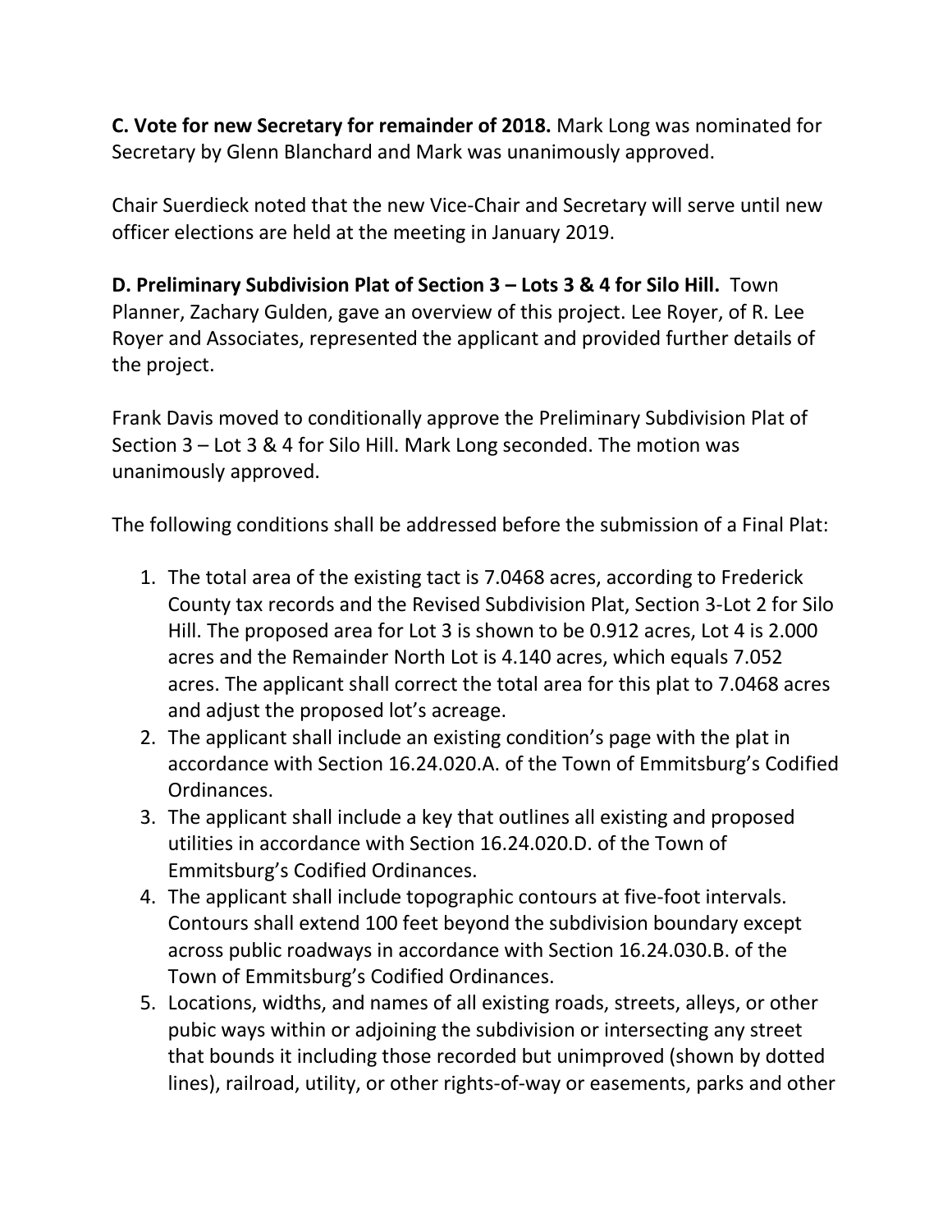**C. Vote for new Secretary for remainder of 2018.** Mark Long was nominated for Secretary by Glenn Blanchard and Mark was unanimously approved.

Chair Suerdieck noted that the new Vice-Chair and Secretary will serve until new officer elections are held at the meeting in January 2019.

**D. Preliminary Subdivision Plat of Section 3 – Lots 3 & 4 for Silo Hill.** Town Planner, Zachary Gulden, gave an overview of this project. Lee Royer, of R. Lee Royer and Associates, represented the applicant and provided further details of the project.

Frank Davis moved to conditionally approve the Preliminary Subdivision Plat of Section 3 – Lot 3 & 4 for Silo Hill. Mark Long seconded. The motion was unanimously approved.

The following conditions shall be addressed before the submission of a Final Plat:

1. The total area of the existing tact is 7.0468 acres, according to Frederick County tax records and the Revised Subdivision Plat, Section 3-Lot 2 for Silo Hill. The proposed area for Lot 3 is shown to be 0.912 acres, Lot 4 is 2.000 acres and the Remainder North Lot is 4.140 acres, which equals 7.052 acres. The applicant shall correct the total area for this plat to 7.0468 acres and adjust the proposed lot's acreage.
2. The applicant shall include an existing condition's page with the plat in accordance with Section 16.24.020.A. of the Town of Emmitsburg's Codified Ordinances.
3. The applicant shall include a key that outlines all existing and proposed utilities in accordance with Section 16.24.020.D. of the Town of Emmitsburg's Codified Ordinances.
4. The applicant shall include topographic contours at five-foot intervals. Contours shall extend 100 feet beyond the subdivision boundary except across public roadways in accordance with Section 16.24.030.B. of the Town of Emmitsburg's Codified Ordinances.
5. Locations, widths, and names of all existing roads, streets, alleys, or other pubic ways within or adjoining the subdivision or intersecting any street that bounds it including those recorded but unimproved (shown by dotted lines), railroad, utility, or other rights-of-way or easements, parks and other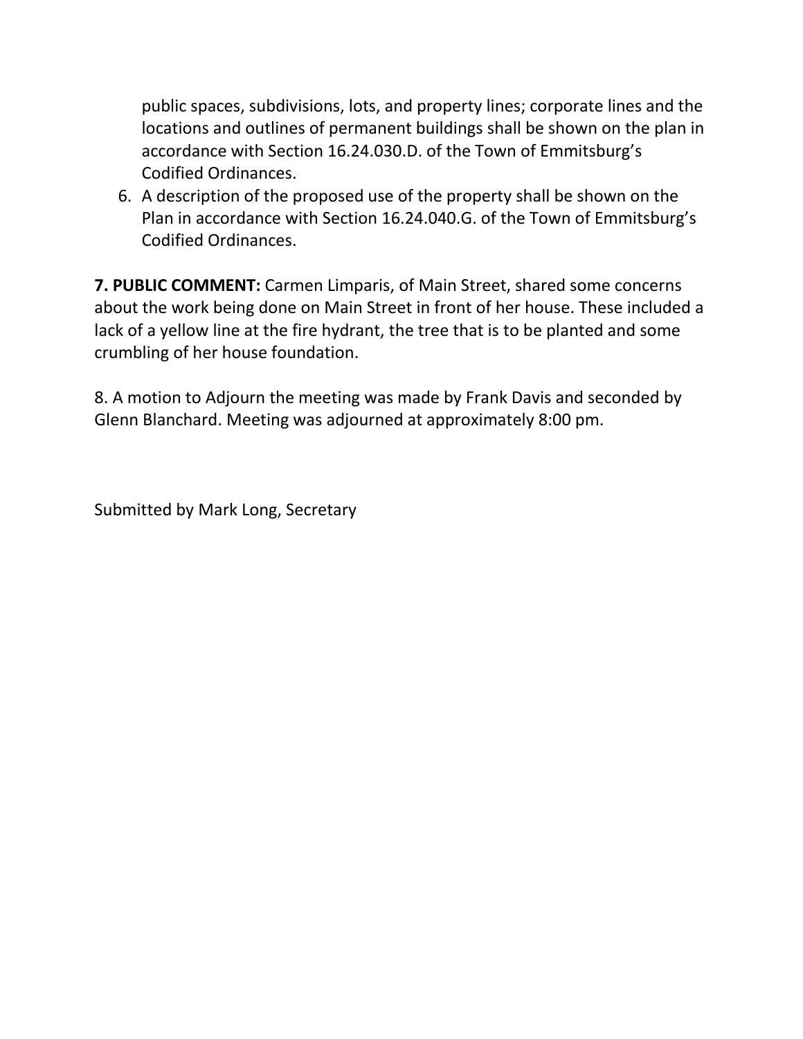public spaces, subdivisions, lots, and property lines; corporate lines and the locations and outlines of permanent buildings shall be shown on the plan in accordance with Section 16.24.030.D. of the Town of Emmitsburg's Codified Ordinances.

6. A description of the proposed use of the property shall be shown on the Plan in accordance with Section 16.24.040.G. of the Town of Emmitsburg's Codified Ordinances.

**7. PUBLIC COMMENT:** Carmen Limparis, of Main Street, shared some concerns about the work being done on Main Street in front of her house. These included a lack of a yellow line at the fire hydrant, the tree that is to be planted and some crumbling of her house foundation.

8. A motion to Adjourn the meeting was made by Frank Davis and seconded by Glenn Blanchard. Meeting was adjourned at approximately 8:00 pm.

Submitted by Mark Long, Secretary